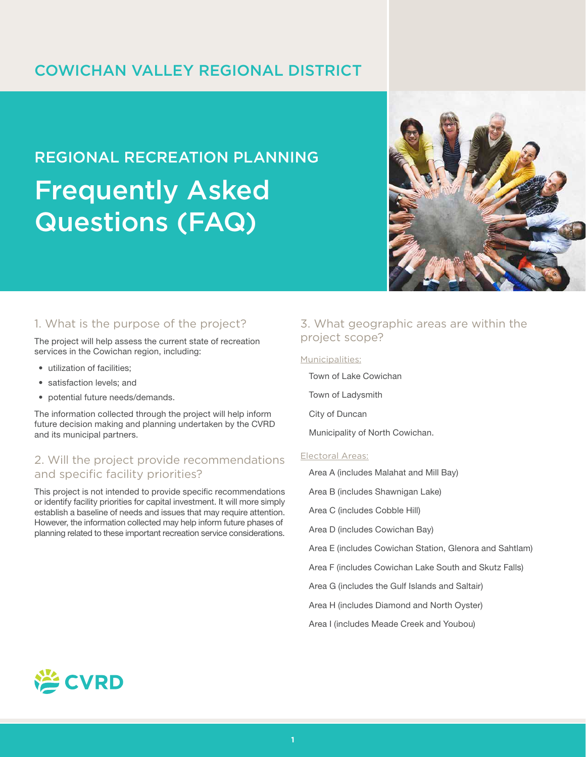COWICHAN VALLEY REGIONAL DISTRICT

## REGIONAL RECREATION PLANNING

# Frequently Asked Questions (FAQ)

### 1. What is the purpose of the project?

The project will help assess the current state of recreation services in the Cowichan region, including:

- utilization of facilities;
- satisfaction levels; and
- potential future needs/demands.

The information collected through the project will help inform future decision making and planning undertaken by the CVRD and its municipal partners.

### 2. Will the project provide recommendations and specific facility priorities?

This project is not intended to provide specific recommendations or identify facility priorities for capital investment. It will more simply establish a baseline of needs and issues that may require attention. However, the information collected may help inform future phases of planning related to these important recreation service considerations.

### 3. What geographic areas are within the project scope?

Municipalities:

Town of Lake Cowichan

Town of Ladysmith

City of Duncan

Municipality of North Cowichan.

Electoral Areas:

Area A (includes Malahat and Mill Bay)

Area B (includes Shawnigan Lake)

Area C (includes Cobble Hill)

Area D (includes Cowichan Bay)

Area E (includes Cowichan Station, Glenora and Sahtlam)

Area F (includes Cowichan Lake South and Skutz Falls)

Area G (includes the Gulf Islands and Saltair)

Area H (includes Diamond and North Oyster)

Area I (includes Meade Creek and Youbou)

CVRD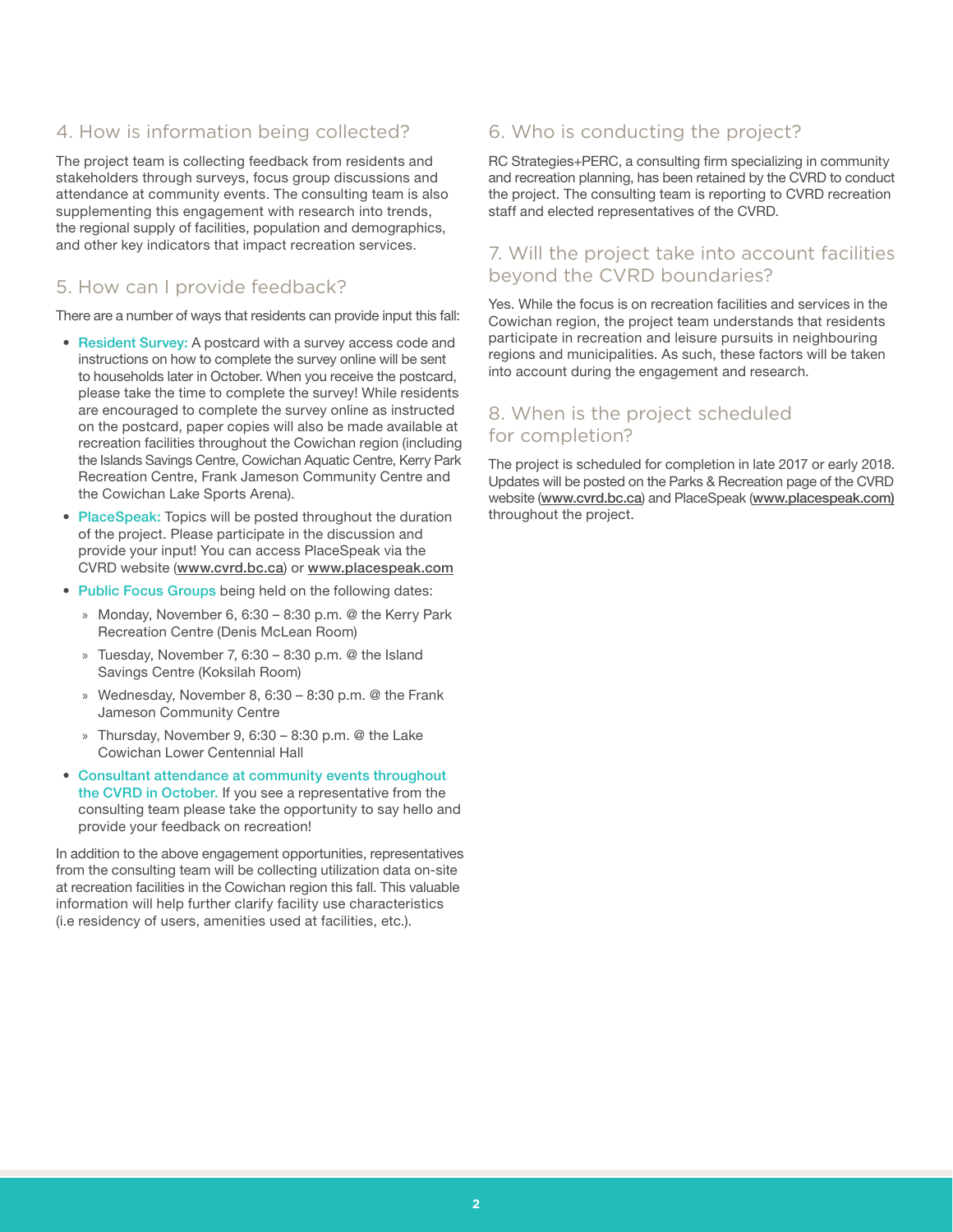## 4. How is information being collected?

The project team is collecting feedback from residents and stakeholders through surveys, focus group discussions and attendance at community events. The consulting team is also supplementing this engagement with research into trends, the regional supply of facilities, population and demographics, and other key indicators that impact recreation services.

## 5. How can I provide feedback?

There are a number of ways that residents can provide input this fall:

- **Resident Survey:** A postcard with a survey access code and instructions on how to complete the survey online will be sent to households later in October. When you receive the postcard, please take the time to complete the survey! While residents are encouraged to complete the survey online as instructed on the postcard, paper copies will also be made available at recreation facilities throughout the Cowichan region (including the Islands Savings Centre, Cowichan Aquatic Centre, Kerry Park Recreation Centre, Frank Jameson Community Centre and the Cowichan Lake Sports Arena).
- **PlaceSpeak:** Topics will be posted throughout the duration of the project. Please participate in the discussion and provide your input! You can access PlaceSpeak via the CVRD website (www.cvrd.bc.ca) or www.placespeak.com
- **Public Focus Groups** being held on the following dates:
  - Monday, November 6, 6:30 – 8:30 p.m. @ the Kerry Park Recreation Centre (Denis McLean Room)
  - Tuesday, November 7, 6:30 – 8:30 p.m. @ the Island Savings Centre (Koksilah Room)
  - Wednesday, November 8, 6:30 – 8:30 p.m. @ the Frank Jameson Community Centre
  - Thursday, November 9, 6:30 – 8:30 p.m. @ the Lake Cowichan Lower Centennial Hall
- **Consultant attendance at community events throughout the CVRD in October.** If you see a representative from the consulting team please take the opportunity to say hello and provide your feedback on recreation!

In addition to the above engagement opportunities, representatives from the consulting team will be collecting utilization data on-site at recreation facilities in the Cowichan region this fall. This valuable information will help further clarify facility use characteristics (i.e residency of users, amenities used at facilities, etc.).

## 6. Who is conducting the project?

RC Strategies+PERC, a consulting firm specializing in community and recreation planning, has been retained by the CVRD to conduct the project. The consulting team is reporting to CVRD recreation staff and elected representatives of the CVRD.

## 7. Will the project take into account facilities beyond the CVRD boundaries?

Yes. While the focus is on recreation facilities and services in the Cowichan region, the project team understands that residents participate in recreation and leisure pursuits in neighbouring regions and municipalities. As such, these factors will be taken into account during the engagement and research.

## 8. When is the project scheduled for completion?

The project is scheduled for completion in late 2017 or early 2018. Updates will be posted on the Parks & Recreation page of the CVRD website (www.cvrd.bc.ca) and PlaceSpeak (www.placespeak.com) throughout the project.